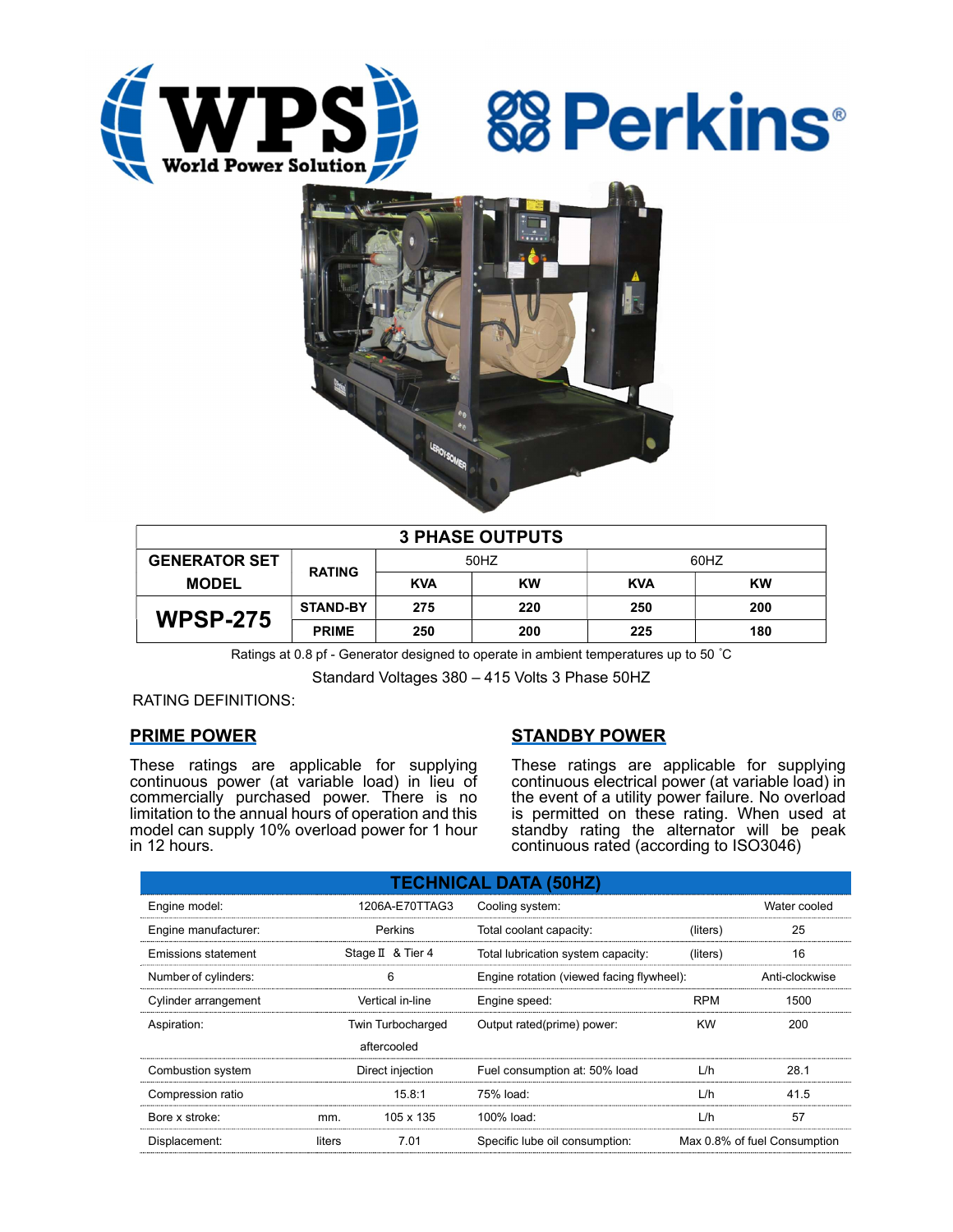WPS World Power Solution

Perkins®

| 3 PHASE OUTPUTS | | | | | |
|---|---|---|---|---|---|
| GENERATOR SET MODEL | RATING | 50HZ | | 60HZ | |
| | | KVA | KW | KVA | KW |
| WPSP-275 | STAND-BY | 275 | 220 | 250 | 200 |
| | PRIME | 250 | 200 | 225 | 180 |

Ratings at 0.8 pf - Generator designed to operate in ambient temperatures up to 50 ˚C

Standard Voltages 380 – 415 Volts 3 Phase 50HZ

RATING DEFINITIONS:

## PRIME POWER

These ratings are applicable for supplying continuous power (at variable load) in lieu of commercially purchased power. There is no limitation to the annual hours of operation and this model can supply 10% overload power for 1 hour in 12 hours.

## STANDBY POWER

These ratings are applicable for supplying continuous electrical power (at variable load) in the event of a utility power failure. No overload is permitted on these rating. When used at standby rating the alternator will be peak continuous rated (according to ISO3046)

| TECHNICAL DATA (50HZ) | | | | | |
|---|---|---|---|---|---|
| Engine model: | | 1206A-E70TTAG3 | Cooling system: | | Water cooled |
| Engine manufacturer: | | Perkins | Total coolant capacity: | (liters) | 25 |
| Emissions statement | | Stage Ⅱ & Tier 4 | Total lubrication system capacity: | (liters) | 16 |
| Number of cylinders: | | 6 | Engine rotation (viewed facing flywheel): | | Anti-clockwise |
| Cylinder arrangement | | Vertical in-line | Engine speed: | RPM | 1500 |
| Aspiration: | | Twin Turbocharged aftercooled | Output rated(prime) power: | KW | 200 |
| Combustion system | | Direct injection | Fuel consumption at: 50% load | L/h | 28.1 |
| Compression ratio | | 15.8:1 | 75% load: | L/h | 41.5 |
| Bore x stroke: | mm. | 105 x 135 | 100% load: | L/h | 57 |
| Displacement: | liters | 7.01 | Specific lube oil consumption: | | Max 0.8% of fuel Consumption |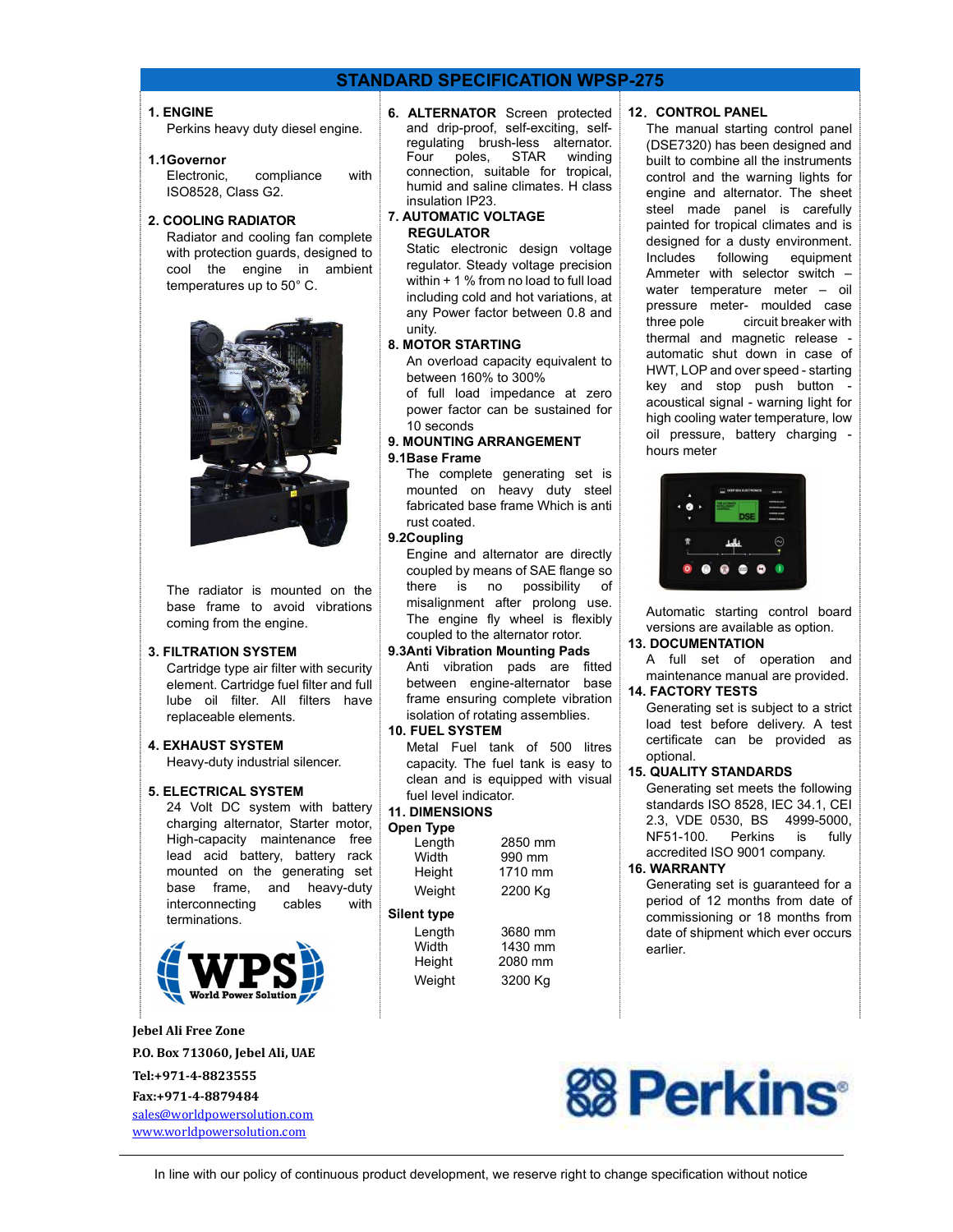# STANDARD SPECIFICATION WPSP-275

**1. ENGINE**

Perkins heavy duty diesel engine.

**1.1Governor**

Electronic, compliance with ISO8528, Class G2.

**2. COOLING RADIATOR**

Radiator and cooling fan complete with protection guards, designed to cool the engine in ambient temperatures up to 50° C.

The radiator is mounted on the base frame to avoid vibrations coming from the engine.

**3. FILTRATION SYSTEM**

Cartridge type air filter with security element. Cartridge fuel filter and full lube oil filter. All filters have replaceable elements.

**4. EXHAUST SYSTEM**

Heavy-duty industrial silencer.

**5. ELECTRICAL SYSTEM**

24 Volt DC system with battery charging alternator, Starter motor, High-capacity maintenance free lead acid battery, battery rack mounted on the generating set base frame, and heavy-duty interconnecting cables with terminations.

**6. ALTERNATOR** Screen protected and drip-proof, self-exciting, self-regulating brush-less alternator. Four poles, STAR winding connection, suitable for tropical, humid and saline climates. H class insulation IP23.

**7. AUTOMATIC VOLTAGE REGULATOR**

Static electronic design voltage regulator. Steady voltage precision within + 1 % from no load to full load including cold and hot variations, at any Power factor between 0.8 and unity.

**8. MOTOR STARTING**

An overload capacity equivalent to between 160% to 300%

of full load impedance at zero power factor can be sustained for 10 seconds

**9. MOUNTING ARRANGEMENT**

**9.1Base Frame**

The complete generating set is mounted on heavy duty steel fabricated base frame Which is anti rust coated.

**9.2Coupling**

Engine and alternator are directly coupled by means of SAE flange so there is no possibility of misalignment after prolong use. The engine fly wheel is flexibly coupled to the alternator rotor.

**9.3Anti Vibration Mounting Pads**

Anti vibration pads are fitted between engine-alternator base frame ensuring complete vibration isolation of rotating assemblies.

**10. FUEL SYSTEM**

Metal Fuel tank of 500 litres capacity. The fuel tank is easy to clean and is equipped with visual fuel level indicator.

**11. DIMENSIONS**

**Open Type**

| | |
|---|---|
| Length | 2850 mm |
| Width | 990 mm |
| Height | 1710 mm |
| Weight | 2200 Kg |

**Silent type**

| | |
|---|---|
| Length | 3680 mm |
| Width | 1430 mm |
| Height | 2080 mm |
| Weight | 3200 Kg |

**12. CONTROL PANEL**

The manual starting control panel (DSE7320) has been designed and built to combine all the instruments control and the warning lights for engine and alternator. The sheet steel made panel is carefully painted for tropical climates and is designed for a dusty environment. Includes following equipment Ammeter with selector switch – water temperature meter – oil pressure meter- moulded case three pole circuit breaker with thermal and magnetic release - automatic shut down in case of HWT, LOP and over speed - starting key and stop push button - acoustical signal - warning light for high cooling water temperature, low oil pressure, battery charging - hours meter

Automatic starting control board versions are available as option.

**13. DOCUMENTATION**

A full set of operation and maintenance manual are provided.

**14. FACTORY TESTS**

Generating set is subject to a strict load test before delivery. A test certificate can be provided as optional.

**15. QUALITY STANDARDS**

Generating set meets the following standards ISO 8528, IEC 34.1, CEI 2.3, VDE 0530, BS 4999-5000, NF51-100. Perkins is fully accredited ISO 9001 company.

**16. WARRANTY**

Generating set is guaranteed for a period of 12 months from date of commissioning or 18 months from date of shipment which ever occurs earlier.

WPS World Power Solution

**Jebel Ali Free Zone**
**P.O. Box 713060, Jebel Ali, UAE**
**Tel:+971-4-8823555**
**Fax:+971-4-8879484**
sales@worldpowersolution.com
www.worldpowersolution.com

Perkins

In line with our policy of continuous product development, we reserve right to change specification without notice